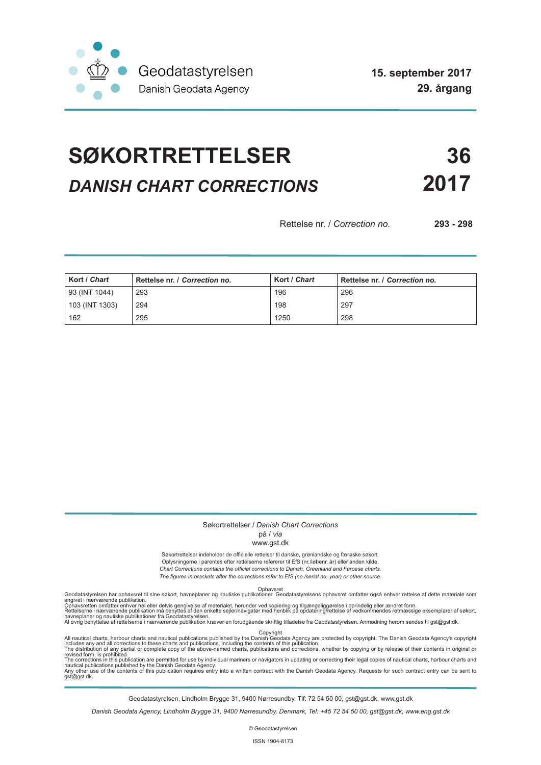Geodatastyrelsen
Danish Geodata Agency

**15. september 2017**
**29. årgang**

# SØKORTRETTELSER 36

## *DANISH CHART CORRECTIONS* 2017

Rettelse nr. / *Correction no.* **293 - 298**

| **Kort** / ***Chart*** | **Rettelse nr.** / ***Correction no.*** | **Kort** / ***Chart*** | **Rettelse nr.** / ***Correction no.*** |
|---|---|---|---|
| 93 (INT 1044) | 293 | 196 | 296 |
| 103 (INT 1303) | 294 | 198 | 297 |
| 162 | 295 | 1250 | 298 |

Søkortrettelser / *Danish Chart Corrections*
på / *via*
www.gst.dk

Søkortrettelser indeholder de officielle rettelser til danske, grønlandske og færøske søkort.
Oplysningerne i parentes efter rettelserne refererer til EfS (nr./løbenr. år) eller anden kilde.
*Chart Corrections contains the official corrections to Danish, Greenland and Faroese charts.*
*The figures in brackets after the corrections refer to EfS (no./serial no. year) or other source.*

Ophavsret
Geodatastyrelsen har ophavsret til sine søkort, havneplaner og nautiske publikationer. Geodatastyrelsens ophavsret omfatter også enhver rettelse af dette materiale som angivet i nærværende publikation.
Ophavsretten omfatter enhver hel eller delvis gengivelse af materialet, herunder ved kopiering og tilgængeliggørelse i oprindelig eller ændret form.
Rettelserne i nærværende publikation må benyttes af den enkelte sejler/navigatør med henblik på opdatering/rettelse af vedkommendes retmæssige eksemplarer af søkort, havneplaner og nautiske publikationer fra Geodatastyrelsen.
Al øvrig benyttelse af rettelserne i nærværende publikation kræver en forudgående skriftlig tilladelse fra Geodatastyrelsen. Anmodning herom sendes til gst@gst.dk.

Copyright
All nautical charts, harbour charts and nautical publications published by the Danish Geodata Agency are protected by copyright. The Danish Geodata Agency's copyright includes any and all corrections to these charts and publications, including the contents of this publication.
The distribution of any partial or complete copy of the above-named charts, publications and corrections, whether by copying or by release of their contents in original or revised form, is prohibited.
The corrections in this publication are permitted for use by individual mariners or navigators in updating or correcting their legal copies of nautical charts, harbour charts and nautical publications published by the Danish Geodata Agency.
Any other use of the contents of this publication requires entry into a written contract with the Danish Geodata Agency. Requests for such contract entry can be sent to gst@gst.dk.

Geodatastyrelsen, Lindholm Brygge 31, 9400 Nørresundby, Tlf: 72 54 50 00, gst@gst.dk, www.gst.dk

*Danish Geodata Agency, Lindholm Brygge 31, 9400 Nørresundby, Denmark, Tel: +45 72 54 50 00, gst@gst.dk, www.eng.gst.dk*

© Geodatastyrelsen

ISSN 1904-8173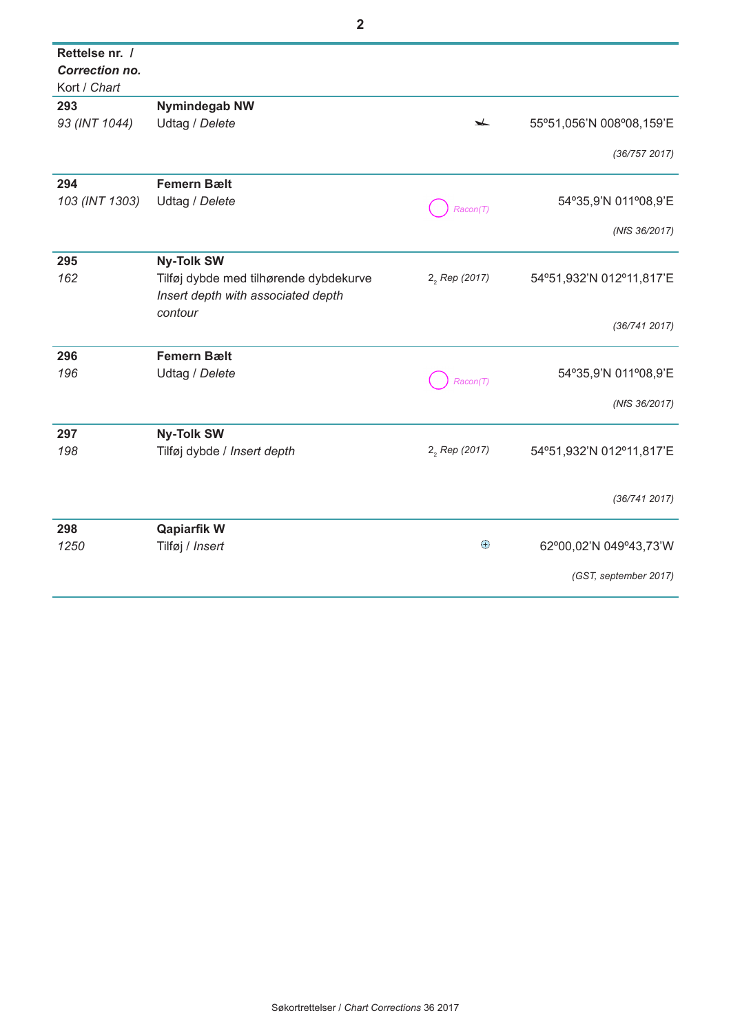| Rettelse nr. / *Correction no.* Kort / *Chart* | | | |
|---|---|---|---|
| **293** *93 (INT 1044)* | **Nymindegab NW** Udtag / *Delete* | | 55º51,056'N 008º08,159'E *(36/757 2017)* |
| **294** *103 (INT 1303)* | **Femern Bælt** Udtag / *Delete* | *Racon(T)* | 54º35,9'N 011º08,9'E *(NfS 36/2017)* |
| **295** *162* | **Ny-Tolk SW** Tilføj dybde med tilhørende dybdekurve *Insert depth with associated depth contour* | $2_2$ *Rep (2017)* | 54º51,932'N 012º11,817'E *(36/741 2017)* |
| **296** *196* | **Femern Bælt** Udtag / *Delete* | *Racon(T)* | 54º35,9'N 011º08,9'E *(NfS 36/2017)* |
| **297** *198* | **Ny-Tolk SW** Tilføj dybde / *Insert depth* | $2_2$ *Rep (2017)* | 54º51,932'N 012º11,817'E *(36/741 2017)* |
| **298** *1250* | **Qapiarfik W** Tilføj / *Insert* | | 62º00,02'N 049º43,73'W *(GST, september 2017)* |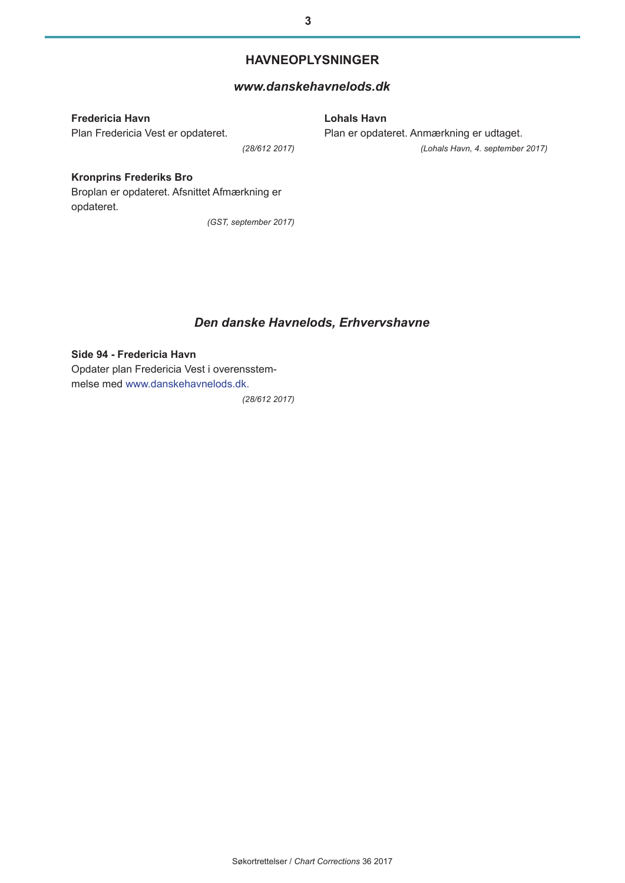## HAVNEOPLYSNINGER

### *www.danskehavnelods.dk*

**Fredericia Havn**

Plan Fredericia Vest er opdateret.

*(28/612 2017)*

**Kronprins Frederiks Bro**

Broplan er opdateret. Afsnittet Afmærkning er opdateret.

*(GST, september 2017)*

**Lohals Havn**

Plan er opdateret. Anmærkning er udtaget.

*(Lohals Havn, 4. september 2017)*

### *Den danske Havnelods, Erhvervshavne*

**Side 94 - Fredericia Havn**

Opdater plan Fredericia Vest i overensstemmelse med www.danskehavnelods.dk.

*(28/612 2017)*